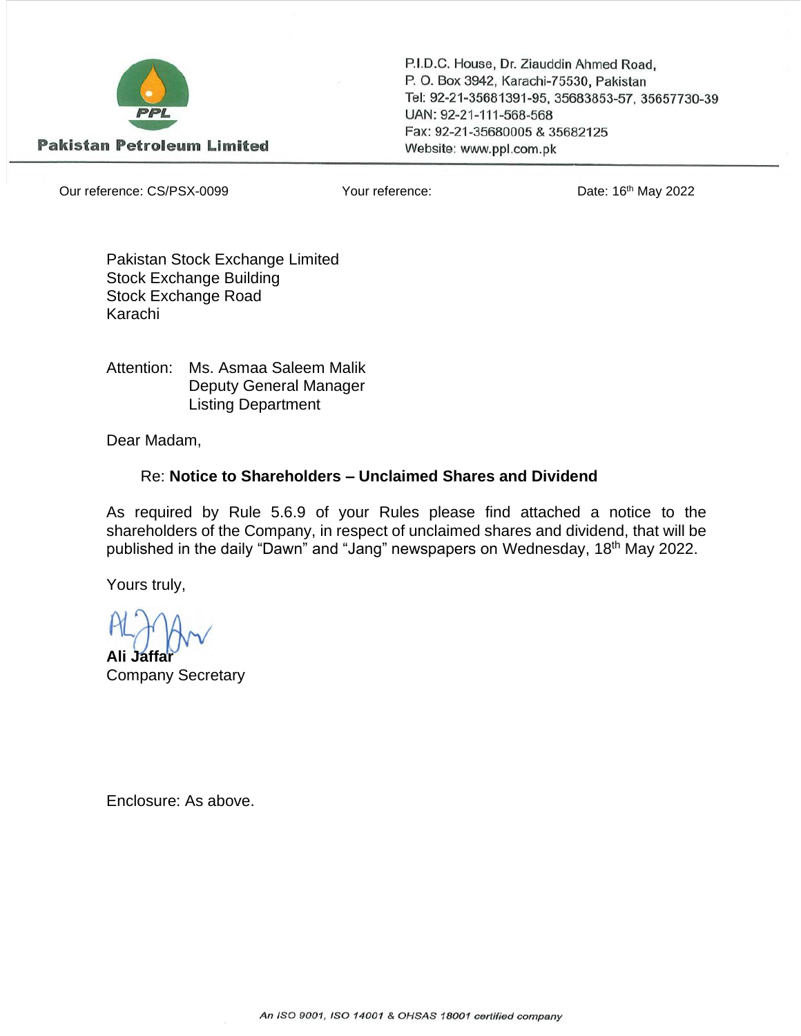**Pakistan Petroleum Limited**

P.I.D.C. House, Dr. Ziauddin Ahmed Road,
P. O. Box 3942, Karachi-75530, Pakistan
Tel: 92-21-35681391-95, 35683853-57, 35657730-39
UAN: 92-21-111-568-568
Fax: 92-21-35680005 & 35682125
Website: www.ppl.com.pk

Our reference: CS/PSX-0099 Your reference: Date: 16th May 2022

Pakistan Stock Exchange Limited
Stock Exchange Building
Stock Exchange Road
Karachi

Attention: Ms. Asmaa Saleem Malik
Deputy General Manager
Listing Department

Dear Madam,

Re: **Notice to Shareholders – Unclaimed Shares and Dividend**

As required by Rule 5.6.9 of your Rules please find attached a notice to the shareholders of the Company, in respect of unclaimed shares and dividend, that will be published in the daily "Dawn" and "Jang" newspapers on Wednesday, 18th May 2022.

Yours truly,

**Ali Jaffar**
Company Secretary

Enclosure: As above.

*An ISO 9001, ISO 14001 & OHSAS 18001 certified company*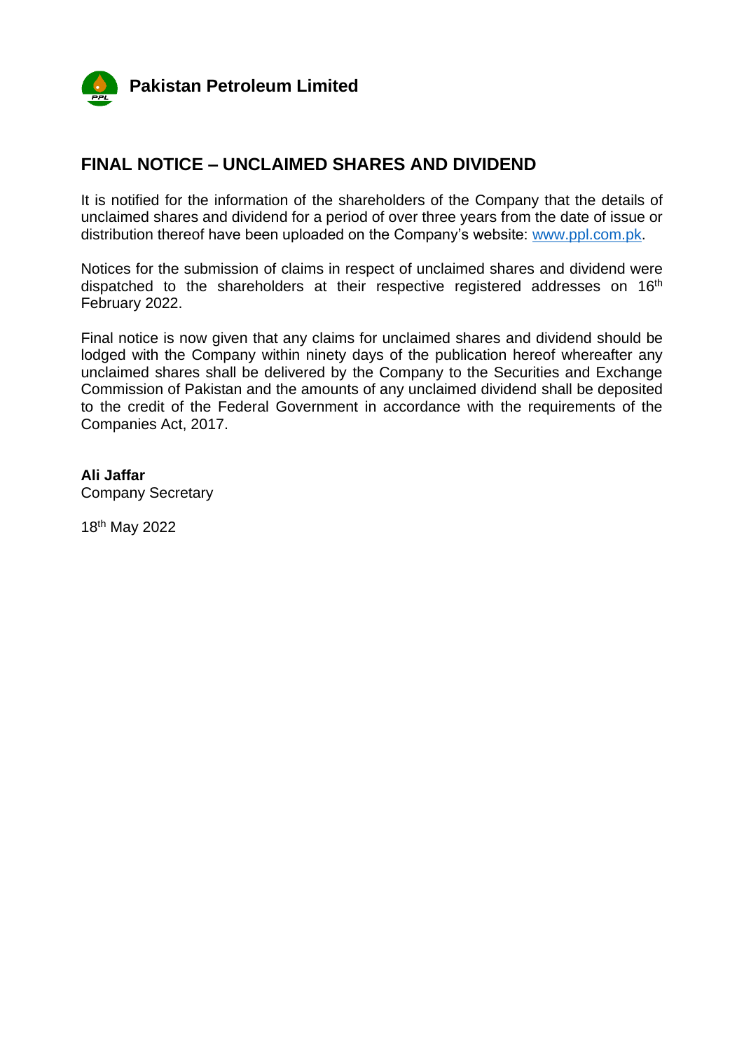**Pakistan Petroleum Limited**

## FINAL NOTICE – UNCLAIMED SHARES AND DIVIDEND

It is notified for the information of the shareholders of the Company that the details of unclaimed shares and dividend for a period of over three years from the date of issue or distribution thereof have been uploaded on the Company's website: www.ppl.com.pk.

Notices for the submission of claims in respect of unclaimed shares and dividend were dispatched to the shareholders at their respective registered addresses on 16th February 2022.

Final notice is now given that any claims for unclaimed shares and dividend should be lodged with the Company within ninety days of the publication hereof whereafter any unclaimed shares shall be delivered by the Company to the Securities and Exchange Commission of Pakistan and the amounts of any unclaimed dividend shall be deposited to the credit of the Federal Government in accordance with the requirements of the Companies Act, 2017.

**Ali Jaffar**
Company Secretary

18th May 2022